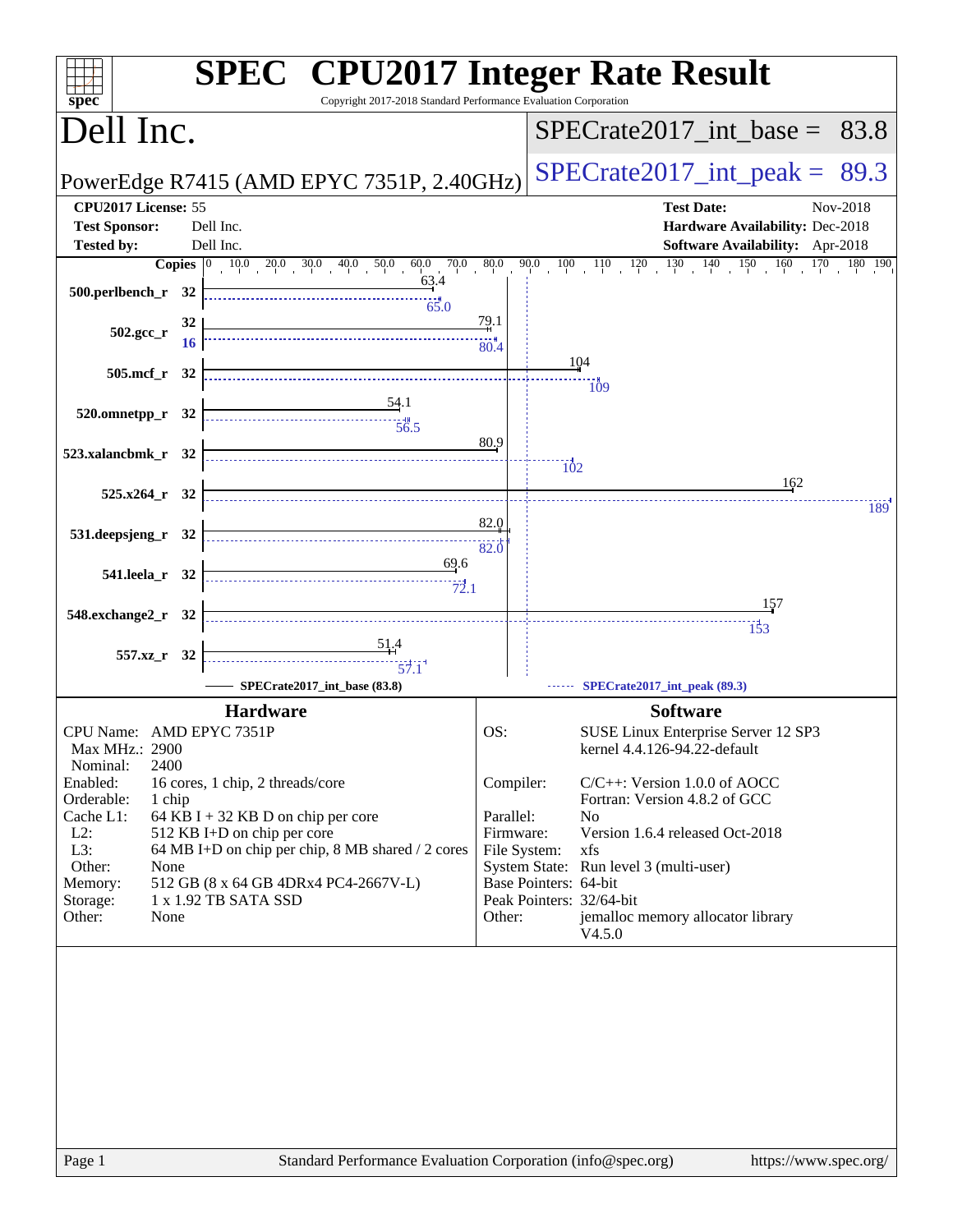# SPEC CPU2017 Integer Rate Result

Copyright 2017-2018 Standard Performance Evaluation Corporation

## Dell Inc.

PowerEdge R7415 (AMD EPYC 7351P, 2.40GHz)

SPECrate2017_int_base = 83.8

SPECrate2017_int_peak = 89.3

| | | | |
|---|---|---|---|
| **CPU2017 License:** | 55 | **Test Date:** | Nov-2018 |
| **Test Sponsor:** | Dell Inc. | **Hardware Availability:** | Dec-2018 |
| **Tested by:** | Dell Inc. | **Software Availability:** | Apr-2018 |

| Benchmark | Copies | Base | Peak |
|---|---|---|---|
| 500.perlbench_r | 32 | 63.4 | 65.0 |
| 502.gcc_r | 32 (base) / 16 (peak) | 79.1 | 80.4 |
| 505.mcf_r | 32 | 104 | 109 |
| 520.omnetpp_r | 32 | 54.1 | 56.5 |
| 523.xalancbmk_r | 32 | 80.9 | 102 |
| 525.x264_r | 32 | 162 | 189 |
| 531.deepsjeng_r | 32 | 82.0 | 82.0 |
| 541.leela_r | 32 | 69.6 | 72.1 |
| 548.exchange2_r | 32 | 157 | 153 |
| 557.xz_r | 32 | 51.4 | 57.1 |

SPECrate2017_int_base (83.8) — SPECrate2017_int_peak (89.3)

### Hardware

| | |
|---|---|
| CPU Name: | AMD EPYC 7351P |
| Max MHz.: | 2900 |
| Nominal: | 2400 |
| Enabled: | 16 cores, 1 chip, 2 threads/core |
| Orderable: | 1 chip |
| Cache L1: | 64 KB I + 32 KB D on chip per core |
| L2: | 512 KB I+D on chip per core |
| L3: | 64 MB I+D on chip per chip, 8 MB shared / 2 cores |
| Other: | None |
| Memory: | 512 GB (8 x 64 GB 4DRx4 PC4-2667V-L) |
| Storage: | 1 x 1.92 TB SATA SSD |
| Other: | None |

### Software

| | |
|---|---|
| OS: | SUSE Linux Enterprise Server 12 SP3<br>kernel 4.4.126-94.22-default |
| Compiler: | C/C++: Version 1.0.0 of AOCC<br>Fortran: Version 4.8.2 of GCC |
| Parallel: | No |
| Firmware: | Version 1.6.4 released Oct-2018 |
| File System: | xfs |
| System State: | Run level 3 (multi-user) |
| Base Pointers: | 64-bit |
| Peak Pointers: | 32/64-bit |
| Other: | jemalloc memory allocator library V4.5.0 |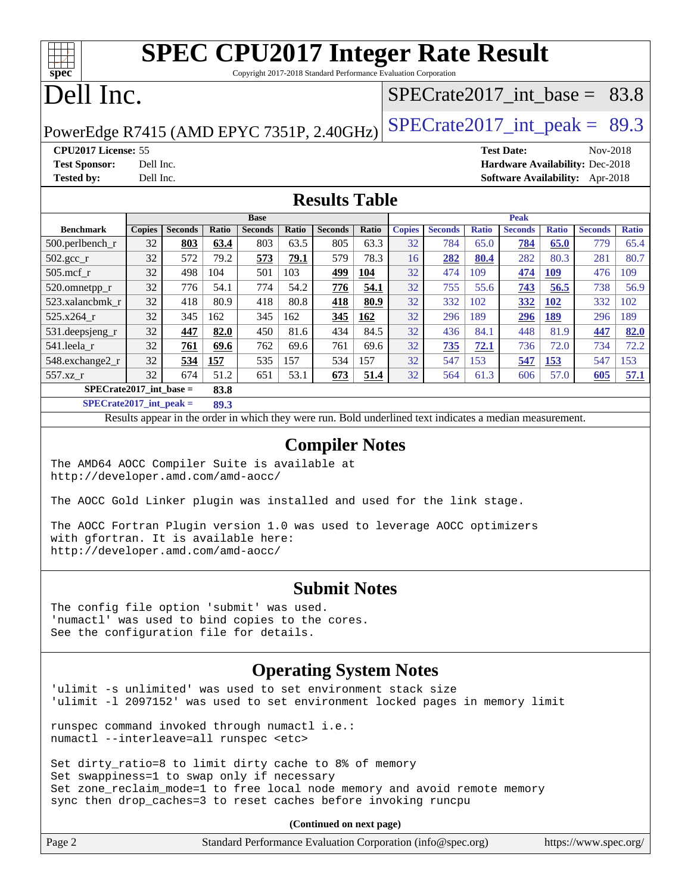# SPEC CPU2017 Integer Rate Result

Copyright 2017-2018 Standard Performance Evaluation Corporation

# Dell Inc.

PowerEdge R7415 (AMD EPYC 7351P, 2.40GHz)

SPECrate2017_int_base = 83.8

SPECrate2017_int_peak = 89.3

**CPU2017 License:** 55
**Test Sponsor:** Dell Inc.
**Tested by:** Dell Inc.

**Test Date:** Nov-2018
**Hardware Availability:** Dec-2018
**Software Availability:** Apr-2018

## Results Table

| Benchmark | Base | | | | | | | Peak | | | | | | |
|---|---|---|---|---|---|---|---|---|---|---|---|---|---|---|
| | Copies | Seconds | Ratio | Seconds | Ratio | Seconds | Ratio | Copies | Seconds | Ratio | Seconds | Ratio | Seconds | Ratio |
| 500.perlbench_r | 32 | **803** | **63.4** | 803 | 63.5 | 805 | 63.3 | 32 | 784 | 65.0 | **784** | **65.0** | 779 | 65.4 |
| 502.gcc_r | 32 | 572 | 79.2 | **573** | **79.1** | 579 | 78.3 | 16 | **282** | **80.4** | 282 | 80.3 | 281 | 80.7 |
| 505.mcf_r | 32 | 498 | 104 | 501 | 103 | **499** | **104** | 32 | 474 | 109 | **474** | **109** | 476 | 109 |
| 520.omnetpp_r | 32 | 776 | 54.1 | 774 | 54.2 | **776** | **54.1** | 32 | 755 | 55.6 | **743** | **56.5** | 738 | 56.9 |
| 523.xalancbmk_r | 32 | 418 | 80.9 | 418 | 80.8 | **418** | **80.9** | 32 | 332 | 102 | **332** | **102** | 332 | 102 |
| 525.x264_r | 32 | 345 | 162 | 345 | 162 | **345** | **162** | 32 | 296 | 189 | **296** | **189** | 296 | 189 |
| 531.deepsjeng_r | 32 | **447** | **82.0** | 450 | 81.6 | 434 | 84.5 | 32 | 436 | 84.1 | 448 | 81.9 | **447** | **82.0** |
| 541.leela_r | 32 | **761** | **69.6** | 762 | 69.6 | 761 | 69.6 | 32 | **735** | **72.1** | 736 | 72.0 | 734 | 72.2 |
| 548.exchange2_r | 32 | **534** | **157** | 535 | 157 | 534 | 157 | 32 | 547 | 153 | **547** | **153** | 547 | 153 |
| 557.xz_r | 32 | 674 | 51.2 | 651 | 53.1 | **673** | **51.4** | 32 | 564 | 61.3 | 606 | 57.0 | **605** | **57.1** |

**SPECrate2017_int_base = 83.8**

**SPECrate2017_int_peak = 89.3**

Results appear in the order in which they were run. Bold underlined text indicates a median measurement.

## Compiler Notes

```
The AMD64 AOCC Compiler Suite is available at
http://developer.amd.com/amd-aocc/

The AOCC Gold Linker plugin was installed and used for the link stage.

The AOCC Fortran Plugin version 1.0 was used to leverage AOCC optimizers
with gfortran. It is available here:
http://developer.amd.com/amd-aocc/
```

## Submit Notes

```
The config file option 'submit' was used.
'numactl' was used to bind copies to the cores.
See the configuration file for details.
```

## Operating System Notes

```
'ulimit -s unlimited' was used to set environment stack size
'ulimit -l 2097152' was used to set environment locked pages in memory limit

runspec command invoked through numactl i.e.:
numactl --interleave=all runspec <etc>

Set dirty_ratio=8 to limit dirty cache to 8% of memory
Set swappiness=1 to swap only if necessary
Set zone_reclaim_mode=1 to free local node memory and avoid remote memory
sync then drop_caches=3 to reset caches before invoking runcpu
```

**(Continued on next page)**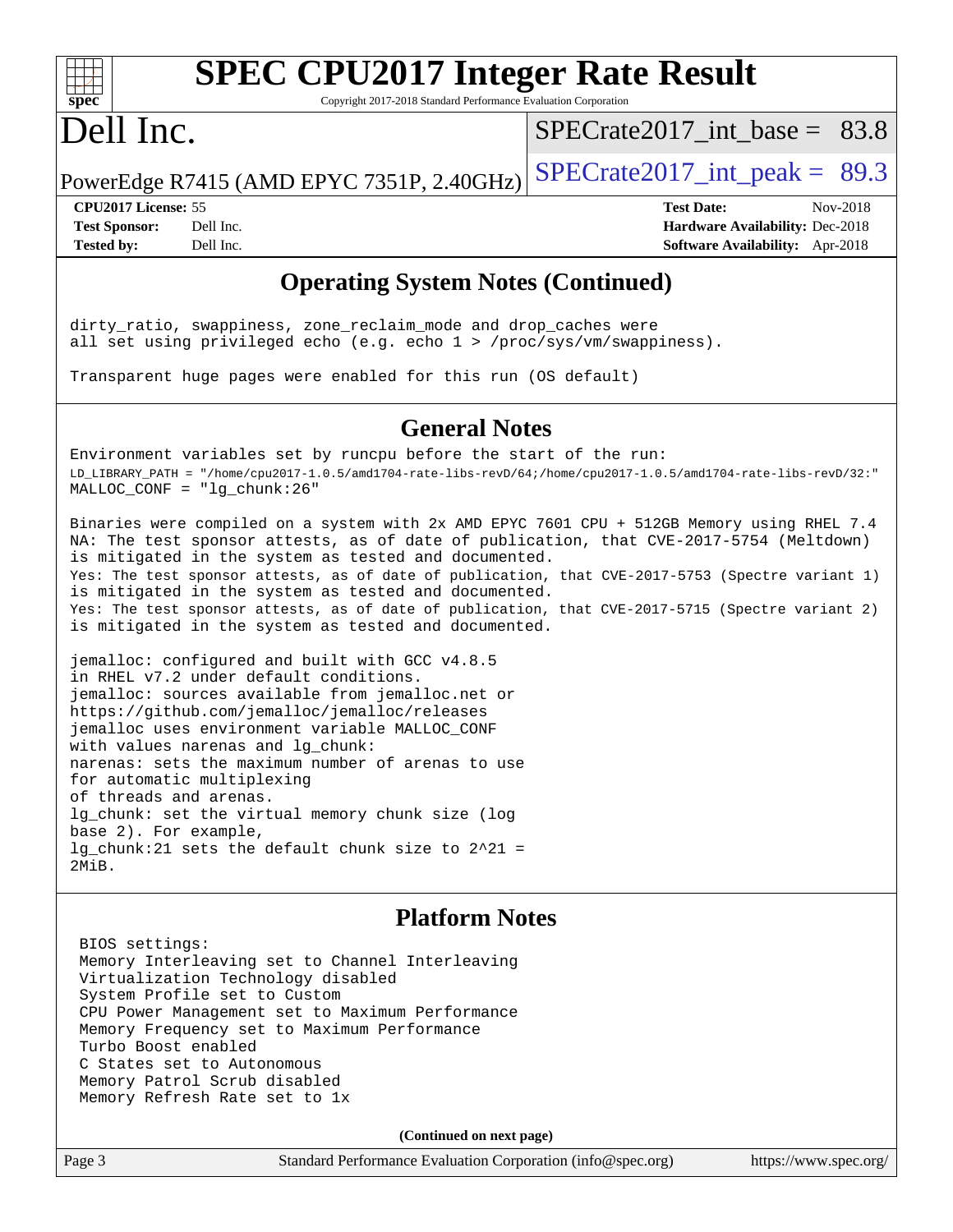## Operating System Notes (Continued)

```
dirty_ratio, swappiness, zone_reclaim_mode and drop_caches were
all set using privileged echo (e.g. echo 1 > /proc/sys/vm/swappiness).

Transparent huge pages were enabled for this run (OS default)
```

## General Notes

```
Environment variables set by runcpu before the start of the run:
LD_LIBRARY_PATH = "/home/cpu2017-1.0.5/amd1704-rate-libs-revD/64;/home/cpu2017-1.0.5/amd1704-rate-libs-revD/32:"
MALLOC_CONF = "lg_chunk:26"

Binaries were compiled on a system with 2x AMD EPYC 7601 CPU + 512GB Memory using RHEL 7.4
NA: The test sponsor attests, as of date of publication, that CVE-2017-5754 (Meltdown)
is mitigated in the system as tested and documented.
Yes: The test sponsor attests, as of date of publication, that CVE-2017-5753 (Spectre variant 1)
is mitigated in the system as tested and documented.
Yes: The test sponsor attests, as of date of publication, that CVE-2017-5715 (Spectre variant 2)
is mitigated in the system as tested and documented.

jemalloc: configured and built with GCC v4.8.5
in RHEL v7.2 under default conditions.
jemalloc: sources available from jemalloc.net or
https://github.com/jemalloc/jemalloc/releases
jemalloc uses environment variable MALLOC_CONF
with values narenas and lg_chunk:
narenas: sets the maximum number of arenas to use
for automatic multiplexing
of threads and arenas.
lg_chunk: set the virtual memory chunk size (log
base 2). For example,
lg_chunk:21 sets the default chunk size to 2^21 =
2MiB.
```

## Platform Notes

```
BIOS settings:
Memory Interleaving set to Channel Interleaving
Virtualization Technology disabled
System Profile set to Custom
CPU Power Management set to Maximum Performance
Memory Frequency set to Maximum Performance
Turbo Boost enabled
C States set to Autonomous
Memory Patrol Scrub disabled
Memory Refresh Rate set to 1x
```

**(Continued on next page)**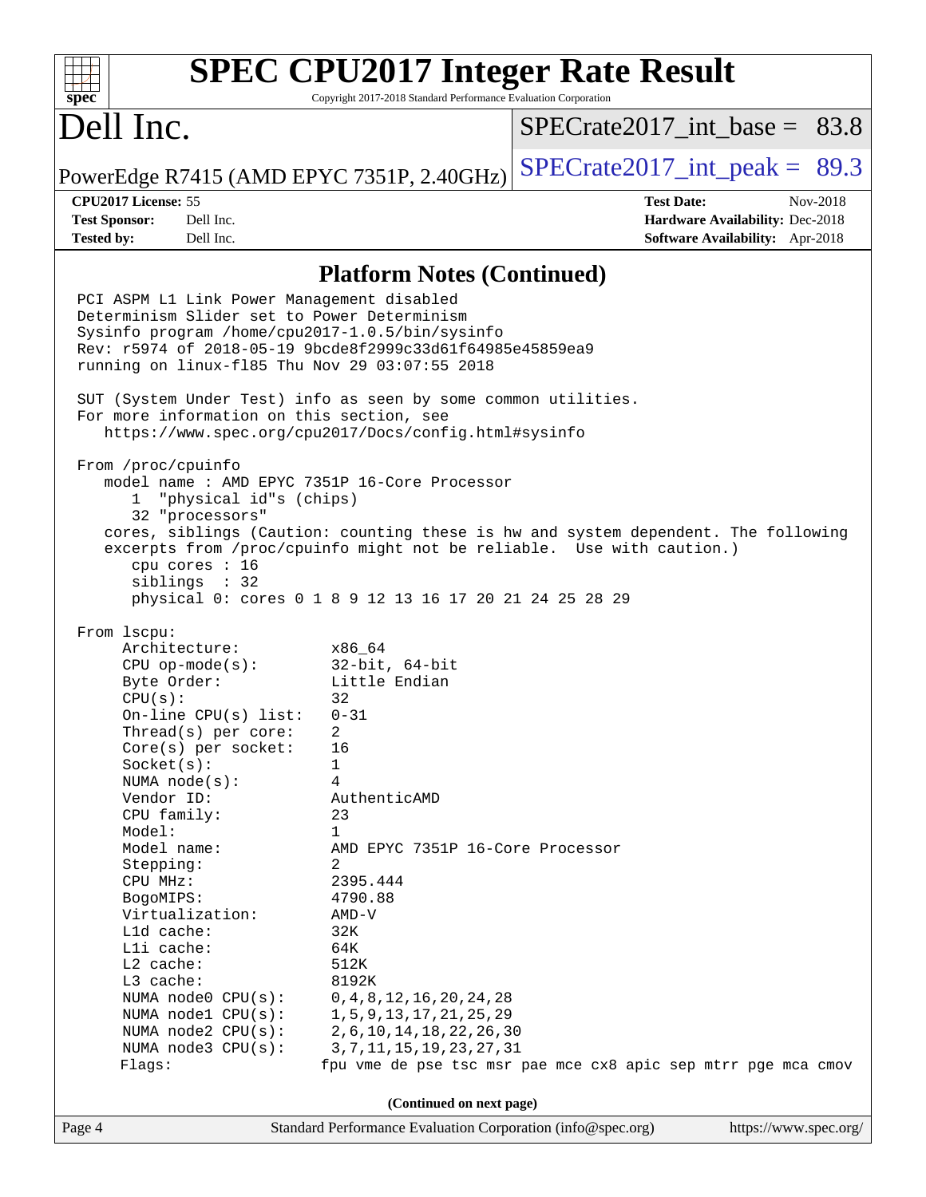# Platform Notes (Continued)

```
PCI ASPM L1 Link Power Management disabled
Determinism Slider set to Power Determinism
Sysinfo program /home/cpu2017-1.0.5/bin/sysinfo
Rev: r5974 of 2018-05-19 9bcde8f2999c33d61f64985e45859ea9
running on linux-fl85 Thu Nov 29 03:07:55 2018

SUT (System Under Test) info as seen by some common utilities.
For more information on this section, see
   https://www.spec.org/cpu2017/Docs/config.html#sysinfo

From /proc/cpuinfo
   model name : AMD EPYC 7351P 16-Core Processor
      1  "physical id"s (chips)
      32 "processors"
   cores, siblings (Caution: counting these is hw and system dependent. The following
   excerpts from /proc/cpuinfo might not be reliable.  Use with caution.)
      cpu cores : 16
      siblings  : 32
      physical 0: cores 0 1 8 9 12 13 16 17 20 21 24 25 28 29

From lscpu:
     Architecture:          x86_64
     CPU op-mode(s):        32-bit, 64-bit
     Byte Order:            Little Endian
     CPU(s):                32
     On-line CPU(s) list:   0-31
     Thread(s) per core:    2
     Core(s) per socket:    16
     Socket(s):             1
     NUMA node(s):          4
     Vendor ID:             AuthenticAMD
     CPU family:            23
     Model:                 1
     Model name:            AMD EPYC 7351P 16-Core Processor
     Stepping:              2
     CPU MHz:               2395.444
     BogoMIPS:              4790.88
     Virtualization:        AMD-V
     L1d cache:             32K
     L1i cache:             64K
     L2 cache:              512K
     L3 cache:              8192K
     NUMA node0 CPU(s):     0,4,8,12,16,20,24,28
     NUMA node1 CPU(s):     1,5,9,13,17,21,25,29
     NUMA node2 CPU(s):     2,6,10,14,18,22,26,30
     NUMA node3 CPU(s):     3,7,11,15,19,23,27,31
     Flags:                fpu vme de pse tsc msr pae mce cx8 apic sep mtrr pge mca cmov
```

(Continued on next page)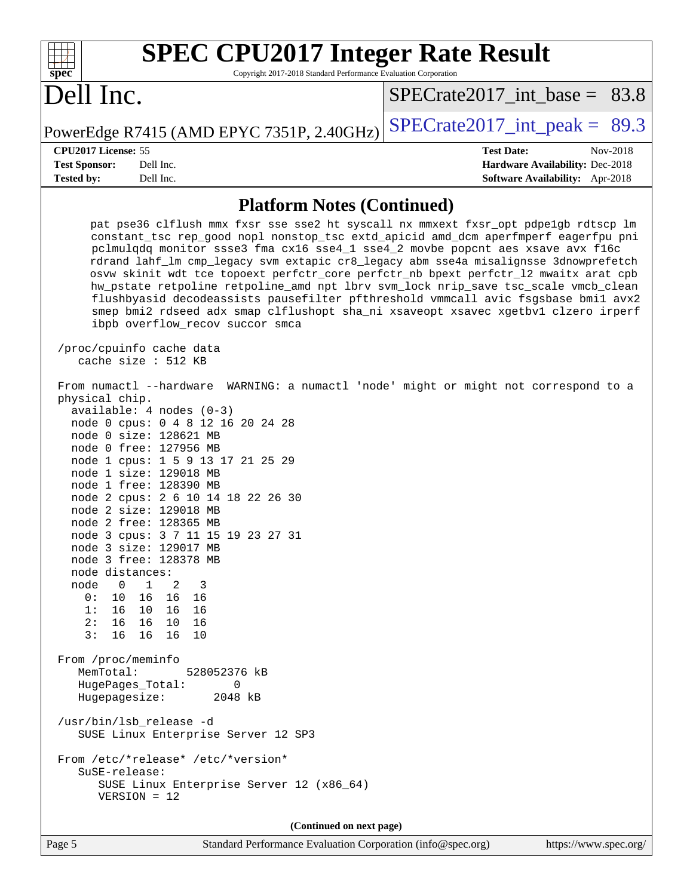# SPEC CPU2017 Integer Rate Result

Copyright 2017-2018 Standard Performance Evaluation Corporation

## Dell Inc.

PowerEdge R7415 (AMD EPYC 7351P, 2.40GHz)

SPECrate2017_int_base = 83.8

SPECrate2017_int_peak = 89.3

| | | | |
|---|---|---|---|
| **CPU2017 License:** | 55 | **Test Date:** | Nov-2018 |
| **Test Sponsor:** | Dell Inc. | **Hardware Availability:** | Dec-2018 |
| **Tested by:** | Dell Inc. | **Software Availability:** | Apr-2018 |

### Platform Notes (Continued)

```
     pat pse36 clflush mmx fxsr sse sse2 ht syscall nx mmxext fxsr_opt pdpe1gb rdtscp lm
     constant_tsc rep_good nopl nonstop_tsc extd_apicid amd_dcm aperfmperf eagerfpu pni
     pclmulqdq monitor ssse3 fma cx16 sse4_1 sse4_2 movbe popcnt aes xsave avx f16c
     rdrand lahf_lm cmp_legacy svm extapic cr8_legacy abm sse4a misalignsse 3dnowprefetch
     osvw skinit wdt tce topoext perfctr_core perfctr_nb bpext perfctr_l2 mwaitx arat cpb
     hw_pstate retpoline retpoline_amd npt lbrv svm_lock nrip_save tsc_scale vmcb_clean
     flushbyasid decodeassists pausefilter pfthreshold vmmcall avic fsgsbase bmi1 avx2
     smep bmi2 rdseed adx smap clflushopt sha_ni xsaveopt xsavec xgetbv1 clzero irperf
     ibpb overflow_recov succor smca

 /proc/cpuinfo cache data
    cache size : 512 KB

 From numactl --hardware  WARNING: a numactl 'node' might or might not correspond to a
 physical chip.
   available: 4 nodes (0-3)
   node 0 cpus: 0 4 8 12 16 20 24 28
   node 0 size: 128621 MB
   node 0 free: 127956 MB
   node 1 cpus: 1 5 9 13 17 21 25 29
   node 1 size: 129018 MB
   node 1 free: 128390 MB
   node 2 cpus: 2 6 10 14 18 22 26 30
   node 2 size: 129018 MB
   node 2 free: 128365 MB
   node 3 cpus: 3 7 11 15 19 23 27 31
   node 3 size: 129017 MB
   node 3 free: 128378 MB
   node distances:
   node   0   1   2   3
     0:  10  16  16  16
     1:  16  10  16  16
     2:  16  16  10  16
     3:  16  16  16  10

 From /proc/meminfo
    MemTotal:       528052376 kB
    HugePages_Total:       0
    Hugepagesize:       2048 kB

 /usr/bin/lsb_release -d
    SUSE Linux Enterprise Server 12 SP3

 From /etc/*release* /etc/*version*
    SuSE-release:
       SUSE Linux Enterprise Server 12 (x86_64)
       VERSION = 12
```

(Continued on next page)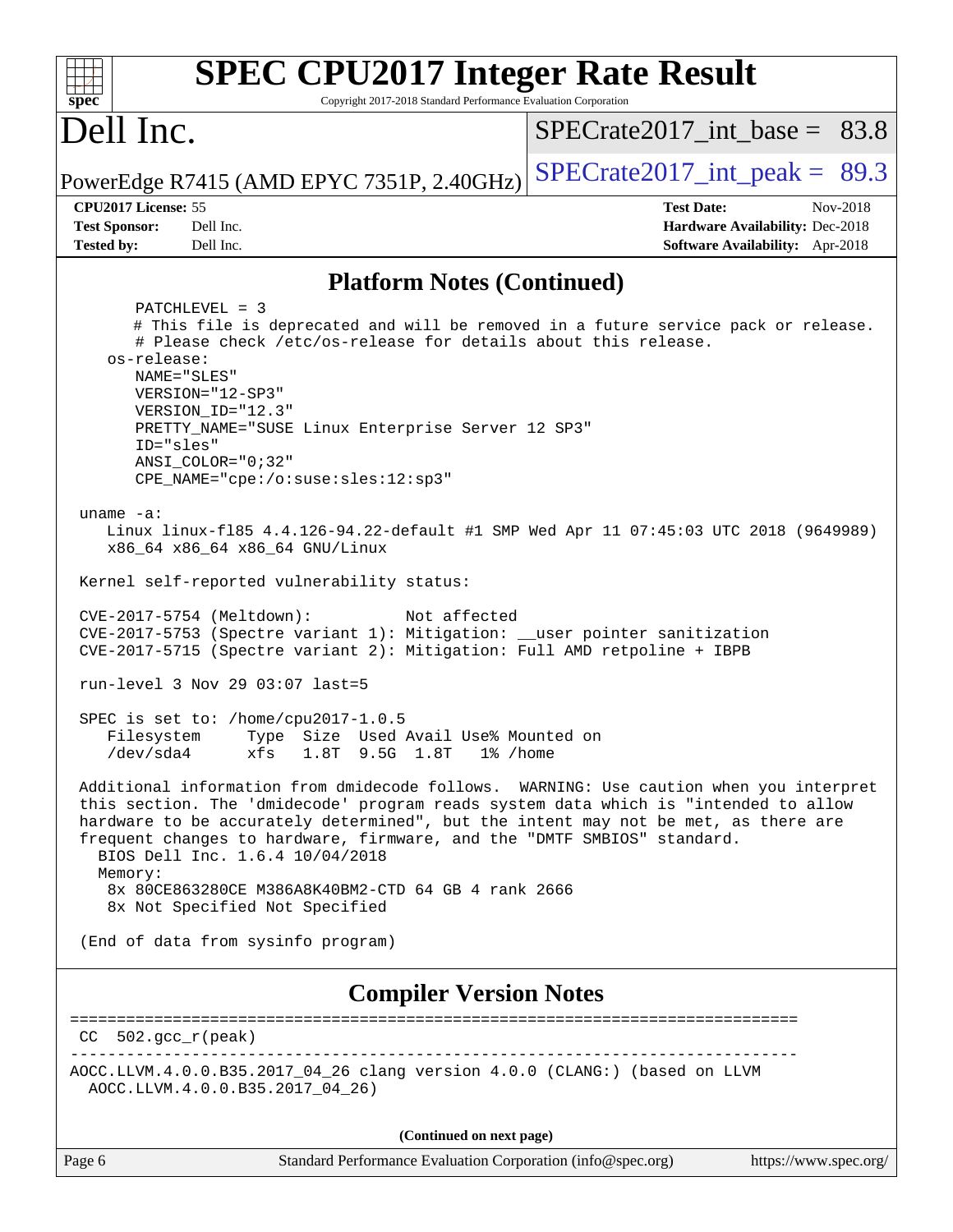# SPEC CPU2017 Integer Rate Result

Copyright 2017-2018 Standard Performance Evaluation Corporation

## Dell Inc.

PowerEdge R7415 (AMD EPYC 7351P, 2.40GHz)

SPECrate2017_int_base = 83.8

SPECrate2017_int_peak = 89.3

**CPU2017 License:** 55
**Test Sponsor:** Dell Inc.
**Tested by:** Dell Inc.

**Test Date:** Nov-2018
**Hardware Availability:** Dec-2018
**Software Availability:** Apr-2018

## Platform Notes (Continued)

```
       PATCHLEVEL = 3
       # This file is deprecated and will be removed in a future service pack or release.
       # Please check /etc/os-release for details about this release.
    os-release:
       NAME="SLES"
       VERSION="12-SP3"
       VERSION_ID="12.3"
       PRETTY_NAME="SUSE Linux Enterprise Server 12 SP3"
       ID="sles"
       ANSI_COLOR="0;32"
       CPE_NAME="cpe:/o:suse:sles:12:sp3"

 uname -a:
    Linux linux-fl85 4.4.126-94.22-default #1 SMP Wed Apr 11 07:45:03 UTC 2018 (9649989)
    x86_64 x86_64 x86_64 GNU/Linux

 Kernel self-reported vulnerability status:

 CVE-2017-5754 (Meltdown):          Not affected
 CVE-2017-5753 (Spectre variant 1): Mitigation: __user pointer sanitization
 CVE-2017-5715 (Spectre variant 2): Mitigation: Full AMD retpoline + IBPB

 run-level 3 Nov 29 03:07 last=5

 SPEC is set to: /home/cpu2017-1.0.5
    Filesystem     Type  Size  Used Avail Use% Mounted on
    /dev/sda4      xfs   1.8T  9.5G  1.8T   1% /home

 Additional information from dmidecode follows.  WARNING: Use caution when you interpret
 this section. The 'dmidecode' program reads system data which is "intended to allow
 hardware to be accurately determined", but the intent may not be met, as there are
 frequent changes to hardware, firmware, and the "DMTF SMBIOS" standard.
   BIOS Dell Inc. 1.6.4 10/04/2018
   Memory:
    8x 80CE863280CE M386A8K40BM2-CTD 64 GB 4 rank 2666
    8x Not Specified Not Specified

 (End of data from sysinfo program)
```

## Compiler Version Notes

```
==============================================================================
 CC  502.gcc_r(peak)
------------------------------------------------------------------------------
AOCC.LLVM.4.0.0.B35.2017_04_26 clang version 4.0.0 (CLANG:) (based on LLVM
  AOCC.LLVM.4.0.0.B35.2017_04_26)
```

(Continued on next page)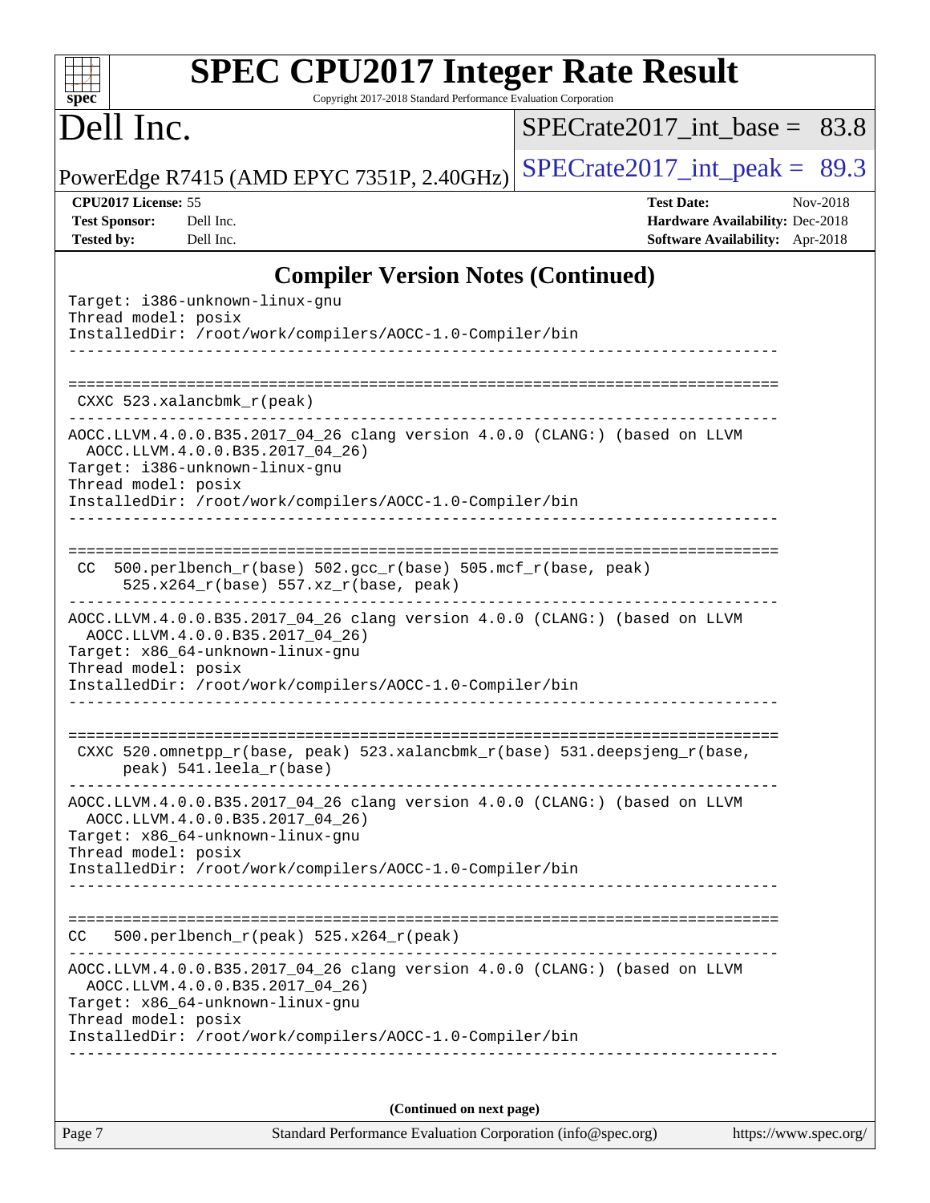## Compiler Version Notes (Continued)

```
Target: i386-unknown-linux-gnu
Thread model: posix
InstalledDir: /root/work/compilers/AOCC-1.0-Compiler/bin
------------------------------------------------------------------------------

==============================================================================
 CXXC 523.xalancbmk_r(peak)
------------------------------------------------------------------------------
AOCC.LLVM.4.0.0.B35.2017_04_26 clang version 4.0.0 (CLANG:) (based on LLVM
  AOCC.LLVM.4.0.0.B35.2017_04_26)
Target: i386-unknown-linux-gnu
Thread model: posix
InstalledDir: /root/work/compilers/AOCC-1.0-Compiler/bin
------------------------------------------------------------------------------

==============================================================================
 CC  500.perlbench_r(base) 502.gcc_r(base) 505.mcf_r(base, peak)
      525.x264_r(base) 557.xz_r(base, peak)
------------------------------------------------------------------------------
AOCC.LLVM.4.0.0.B35.2017_04_26 clang version 4.0.0 (CLANG:) (based on LLVM
  AOCC.LLVM.4.0.0.B35.2017_04_26)
Target: x86_64-unknown-linux-gnu
Thread model: posix
InstalledDir: /root/work/compilers/AOCC-1.0-Compiler/bin
------------------------------------------------------------------------------

==============================================================================
 CXXC 520.omnetpp_r(base, peak) 523.xalancbmk_r(base) 531.deepsjeng_r(base,
      peak) 541.leela_r(base)
------------------------------------------------------------------------------
AOCC.LLVM.4.0.0.B35.2017_04_26 clang version 4.0.0 (CLANG:) (based on LLVM
  AOCC.LLVM.4.0.0.B35.2017_04_26)
Target: x86_64-unknown-linux-gnu
Thread model: posix
InstalledDir: /root/work/compilers/AOCC-1.0-Compiler/bin
------------------------------------------------------------------------------

==============================================================================
 CC   500.perlbench_r(peak) 525.x264_r(peak)
------------------------------------------------------------------------------
AOCC.LLVM.4.0.0.B35.2017_04_26 clang version 4.0.0 (CLANG:) (based on LLVM
  AOCC.LLVM.4.0.0.B35.2017_04_26)
Target: x86_64-unknown-linux-gnu
Thread model: posix
InstalledDir: /root/work/compilers/AOCC-1.0-Compiler/bin
------------------------------------------------------------------------------
```

**(Continued on next page)**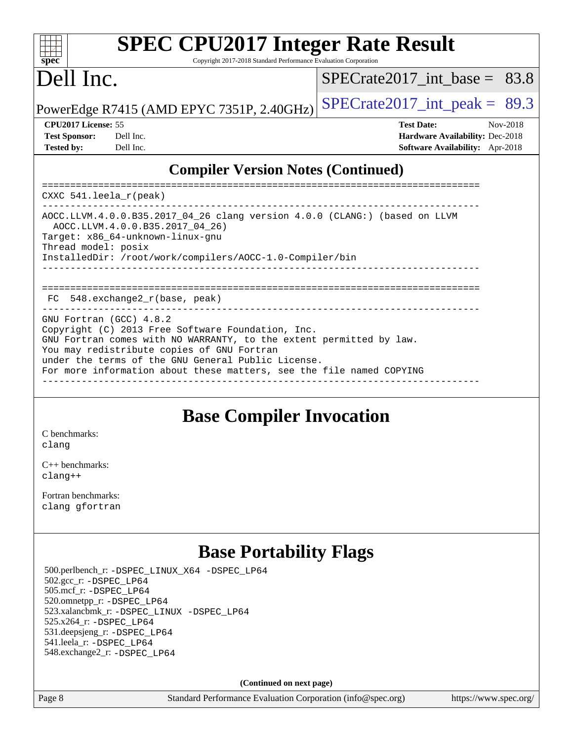# SPEC CPU2017 Integer Rate Result

Copyright 2017-2018 Standard Performance Evaluation Corporation

# Dell Inc.

PowerEdge R7415 (AMD EPYC 7351P, 2.40GHz)

SPECrate2017_int_base = 83.8

SPECrate2017_int_peak = 89.3

**CPU2017 License:** 55
**Test Sponsor:** Dell Inc.
**Tested by:** Dell Inc.

**Test Date:** Nov-2018
**Hardware Availability:** Dec-2018
**Software Availability:** Apr-2018

## Compiler Version Notes (Continued)

```
==============================================================================
CXXC 541.leela_r(peak)
------------------------------------------------------------------------------
AOCC.LLVM.4.0.0.B35.2017_04_26 clang version 4.0.0 (CLANG:) (based on LLVM
  AOCC.LLVM.4.0.0.B35.2017_04_26)
Target: x86_64-unknown-linux-gnu
Thread model: posix
InstalledDir: /root/work/compilers/AOCC-1.0-Compiler/bin
------------------------------------------------------------------------------

==============================================================================
 FC  548.exchange2_r(base, peak)
------------------------------------------------------------------------------
GNU Fortran (GCC) 4.8.2
Copyright (C) 2013 Free Software Foundation, Inc.
GNU Fortran comes with NO WARRANTY, to the extent permitted by law.
You may redistribute copies of GNU Fortran
under the terms of the GNU General Public License.
For more information about these matters, see the file named COPYING
------------------------------------------------------------------------------
```

## Base Compiler Invocation

C benchmarks:
clang

C++ benchmarks:
clang++

Fortran benchmarks:
clang gfortran

## Base Portability Flags

500.perlbench_r: -DSPEC_LINUX_X64 -DSPEC_LP64
502.gcc_r: -DSPEC_LP64
505.mcf_r: -DSPEC_LP64
520.omnetpp_r: -DSPEC_LP64
523.xalancbmk_r: -DSPEC_LINUX -DSPEC_LP64
525.x264_r: -DSPEC_LP64
531.deepsjeng_r: -DSPEC_LP64
541.leela_r: -DSPEC_LP64
548.exchange2_r: -DSPEC_LP64

**(Continued on next page)**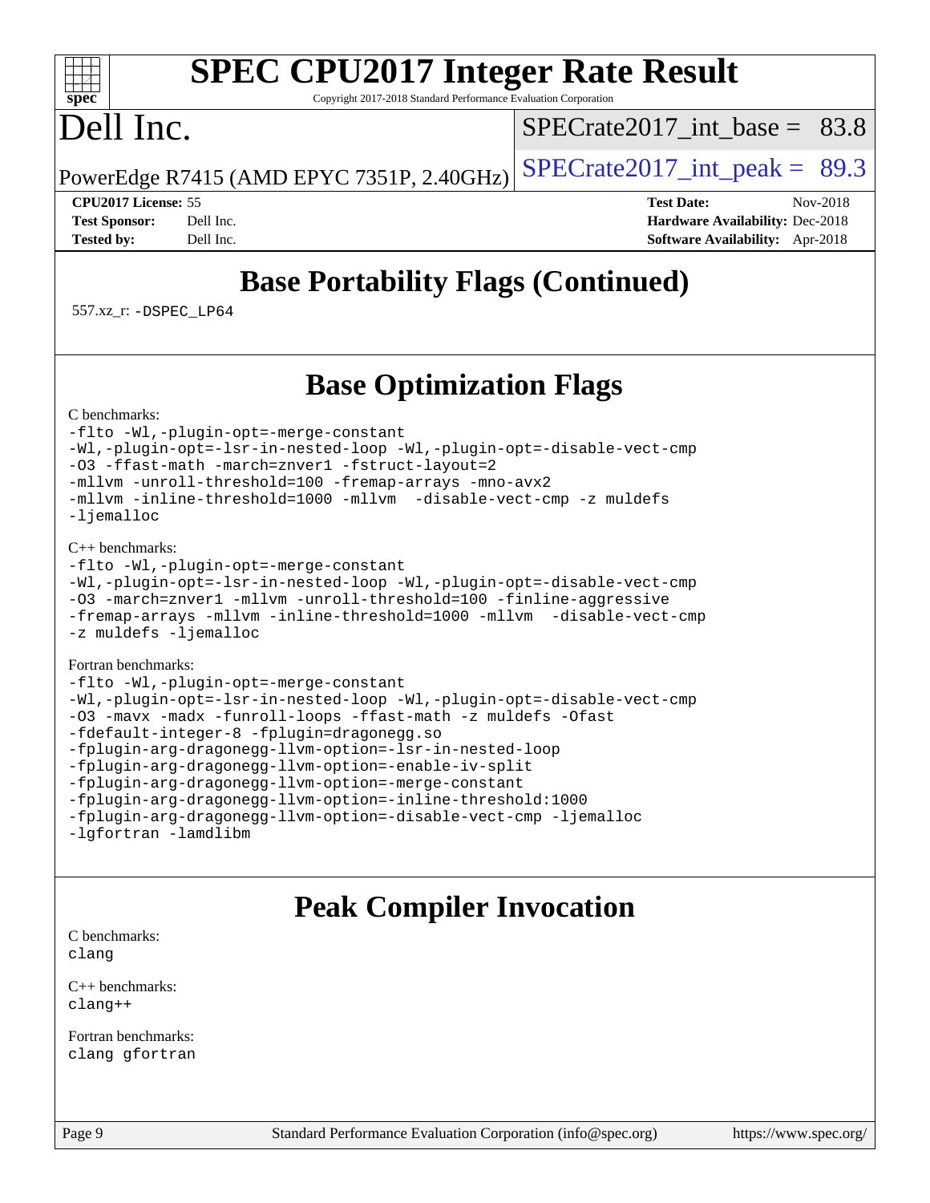# Base Portability Flags (Continued)

557.xz_r: `-DSPEC_LP64`

# Base Optimization Flags

C benchmarks:

```
-flto -Wl,-plugin-opt=-merge-constant
-Wl,-plugin-opt=-lsr-in-nested-loop -Wl,-plugin-opt=-disable-vect-cmp
-O3 -ffast-math -march=znver1 -fstruct-layout=2
-mllvm -unroll-threshold=100 -fremap-arrays -mno-avx2
-mllvm -inline-threshold=1000 -mllvm  -disable-vect-cmp -z muldefs
-ljemalloc
```

C++ benchmarks:

```
-flto -Wl,-plugin-opt=-merge-constant
-Wl,-plugin-opt=-lsr-in-nested-loop -Wl,-plugin-opt=-disable-vect-cmp
-O3 -march=znver1 -mllvm -unroll-threshold=100 -finline-aggressive
-fremap-arrays -mllvm -inline-threshold=1000 -mllvm  -disable-vect-cmp
-z muldefs -ljemalloc
```

Fortran benchmarks:

```
-flto -Wl,-plugin-opt=-merge-constant
-Wl,-plugin-opt=-lsr-in-nested-loop -Wl,-plugin-opt=-disable-vect-cmp
-O3 -mavx -madx -funroll-loops -ffast-math -z muldefs -Ofast
-fdefault-integer-8 -fplugin=dragonegg.so
-fplugin-arg-dragonegg-llvm-option=-lsr-in-nested-loop
-fplugin-arg-dragonegg-llvm-option=-enable-iv-split
-fplugin-arg-dragonegg-llvm-option=-merge-constant
-fplugin-arg-dragonegg-llvm-option=-inline-threshold:1000
-fplugin-arg-dragonegg-llvm-option=-disable-vect-cmp -ljemalloc
-lgfortran -lamdlibm
```

# Peak Compiler Invocation

C benchmarks:
`clang`

C++ benchmarks:
`clang++`

Fortran benchmarks:
`clang gfortran`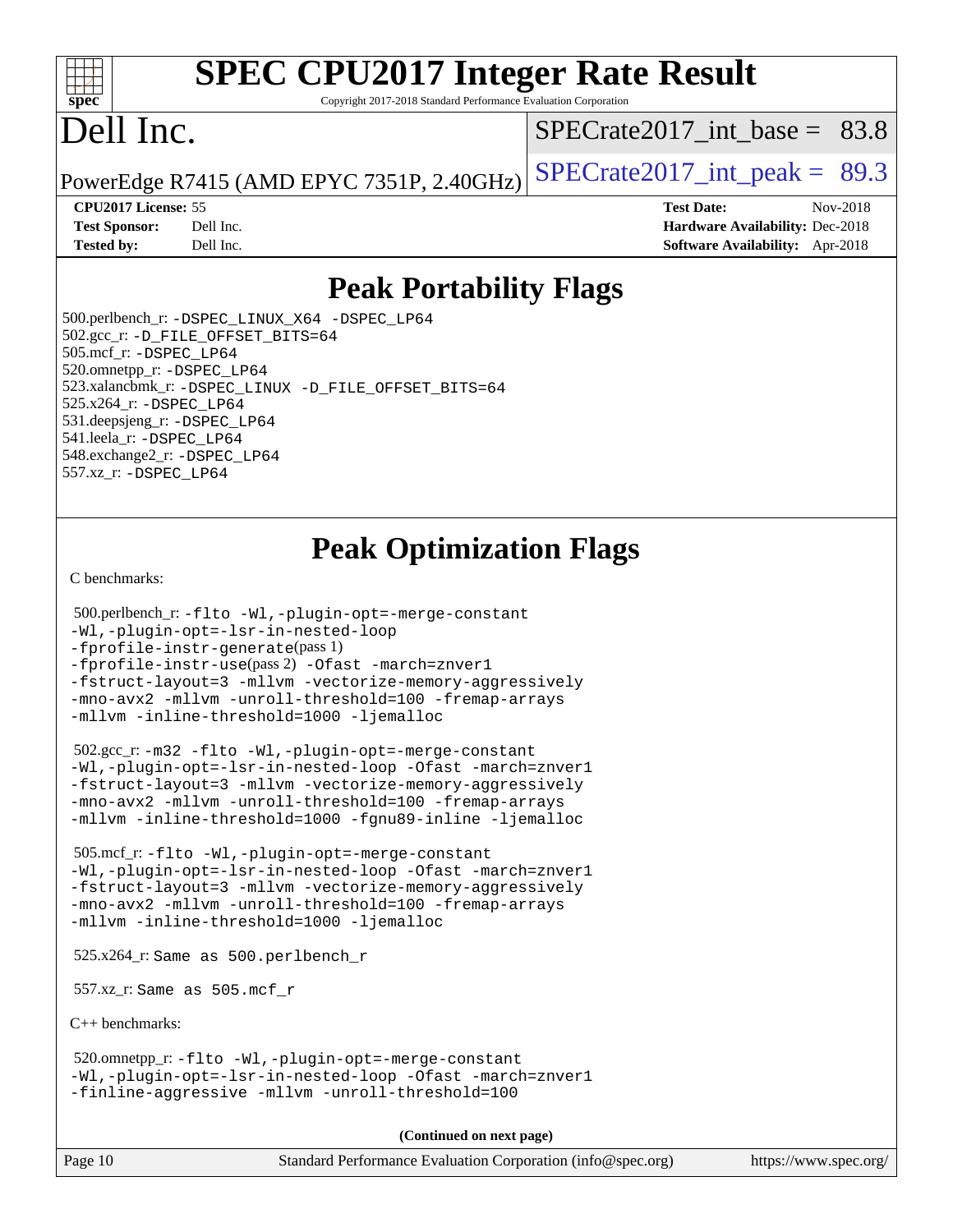# SPEC CPU2017 Integer Rate Result

Copyright 2017-2018 Standard Performance Evaluation Corporation

# Dell Inc.

PowerEdge R7415 (AMD EPYC 7351P, 2.40GHz)

SPECrate2017_int_base = 83.8

SPECrate2017_int_peak = 89.3

| | | | |
|---|---|---|---|
| **CPU2017 License:** | 55 | **Test Date:** | Nov-2018 |
| **Test Sponsor:** | Dell Inc. | **Hardware Availability:** | Dec-2018 |
| **Tested by:** | Dell Inc. | **Software Availability:** | Apr-2018 |

## Peak Portability Flags

500.perlbench_r: -DSPEC_LINUX_X64 -DSPEC_LP64
502.gcc_r: -D_FILE_OFFSET_BITS=64
505.mcf_r: -DSPEC_LP64
520.omnetpp_r: -DSPEC_LP64
523.xalancbmk_r: -DSPEC_LINUX -D_FILE_OFFSET_BITS=64
525.x264_r: -DSPEC_LP64
531.deepsjeng_r: -DSPEC_LP64
541.leela_r: -DSPEC_LP64
548.exchange2_r: -DSPEC_LP64
557.xz_r: -DSPEC_LP64

## Peak Optimization Flags

C benchmarks:

500.perlbench_r: -flto -Wl,-plugin-opt=-merge-constant -Wl,-plugin-opt=-lsr-in-nested-loop -fprofile-instr-generate(pass 1) -fprofile-instr-use(pass 2) -Ofast -march=znver1 -fstruct-layout=3 -mllvm -vectorize-memory-aggressively -mno-avx2 -mllvm -unroll-threshold=100 -fremap-arrays -mllvm -inline-threshold=1000 -ljemalloc

502.gcc_r: -m32 -flto -Wl,-plugin-opt=-merge-constant -Wl,-plugin-opt=-lsr-in-nested-loop -Ofast -march=znver1 -fstruct-layout=3 -mllvm -vectorize-memory-aggressively -mno-avx2 -mllvm -unroll-threshold=100 -fremap-arrays -mllvm -inline-threshold=1000 -fgnu89-inline -ljemalloc

505.mcf_r: -flto -Wl,-plugin-opt=-merge-constant -Wl,-plugin-opt=-lsr-in-nested-loop -Ofast -march=znver1 -fstruct-layout=3 -mllvm -vectorize-memory-aggressively -mno-avx2 -mllvm -unroll-threshold=100 -fremap-arrays -mllvm -inline-threshold=1000 -ljemalloc

525.x264_r: Same as 500.perlbench_r

557.xz_r: Same as 505.mcf_r

C++ benchmarks:

520.omnetpp_r: -flto -Wl,-plugin-opt=-merge-constant -Wl,-plugin-opt=-lsr-in-nested-loop -Ofast -march=znver1 -finline-aggressive -mllvm -unroll-threshold=100

(Continued on next page)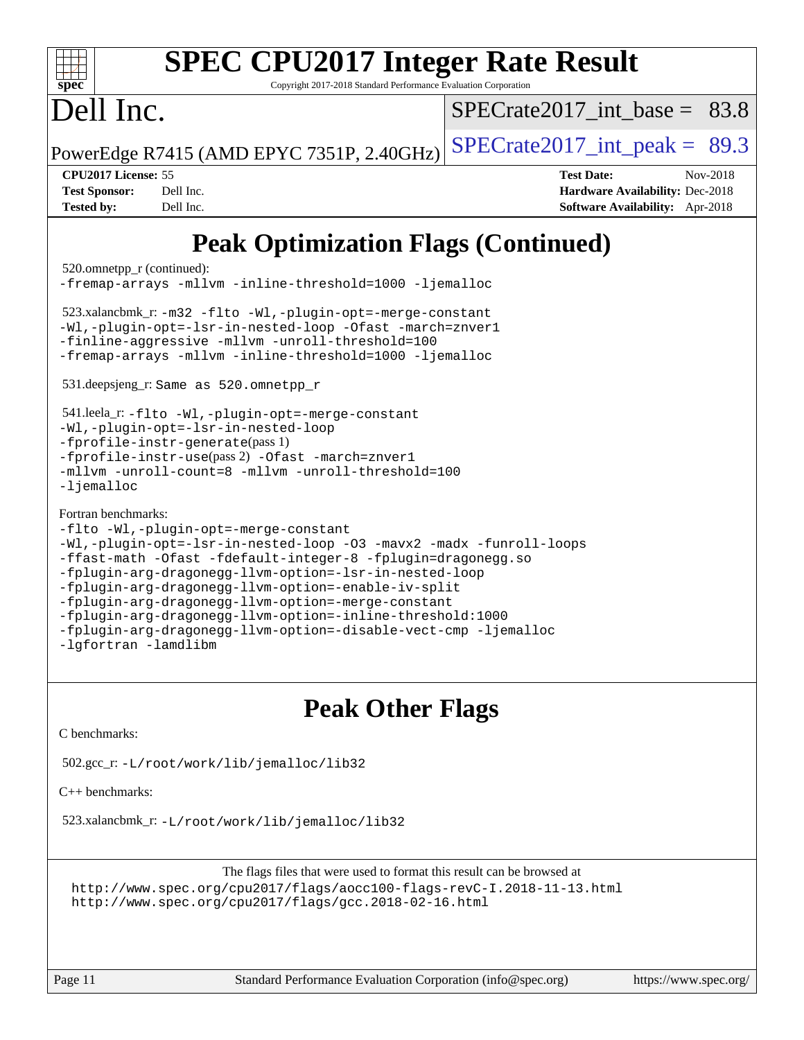# SPEC CPU2017 Integer Rate Result

Copyright 2017-2018 Standard Performance Evaluation Corporation

# Dell Inc.

PowerEdge R7415 (AMD EPYC 7351P, 2.40GHz)

SPECrate2017_int_base = 83.8

SPECrate2017_int_peak = 89.3

**CPU2017 License:** 55
**Test Sponsor:** Dell Inc.
**Tested by:** Dell Inc.

**Test Date:** Nov-2018
**Hardware Availability:** Dec-2018
**Software Availability:** Apr-2018

## Peak Optimization Flags (Continued)

520.omnetpp_r (continued):
```
-fremap-arrays -mllvm -inline-threshold=1000 -ljemalloc
```

523.xalancbmk_r:
```
-m32 -flto -Wl,-plugin-opt=-merge-constant
-Wl,-plugin-opt=-lsr-in-nested-loop -Ofast -march=znver1
-finline-aggressive -mllvm -unroll-threshold=100
-fremap-arrays -mllvm -inline-threshold=1000 -ljemalloc
```

531.deepsjeng_r: Same as 520.omnetpp_r

541.leela_r:
```
-flto -Wl,-plugin-opt=-merge-constant
-Wl,-plugin-opt=-lsr-in-nested-loop
-fprofile-instr-generate(pass 1)
-fprofile-instr-use(pass 2) -Ofast -march=znver1
-mllvm -unroll-count=8 -mllvm -unroll-threshold=100
-ljemalloc
```

Fortran benchmarks:
```
-flto -Wl,-plugin-opt=-merge-constant
-Wl,-plugin-opt=-lsr-in-nested-loop -O3 -mavx2 -madx -funroll-loops
-ffast-math -Ofast -fdefault-integer-8 -fplugin=dragonegg.so
-fplugin-arg-dragonegg-llvm-option=-lsr-in-nested-loop
-fplugin-arg-dragonegg-llvm-option=-enable-iv-split
-fplugin-arg-dragonegg-llvm-option=-merge-constant
-fplugin-arg-dragonegg-llvm-option=-inline-threshold:1000
-fplugin-arg-dragonegg-llvm-option=-disable-vect-cmp -ljemalloc
-lgfortran -lamdlibm
```

## Peak Other Flags

C benchmarks:

502.gcc_r: `-L/root/work/lib/jemalloc/lib32`

C++ benchmarks:

523.xalancbmk_r: `-L/root/work/lib/jemalloc/lib32`

The flags files that were used to format this result can be browsed at
http://www.spec.org/cpu2017/flags/aocc100-flags-revC-I.2018-11-13.html
http://www.spec.org/cpu2017/flags/gcc.2018-02-16.html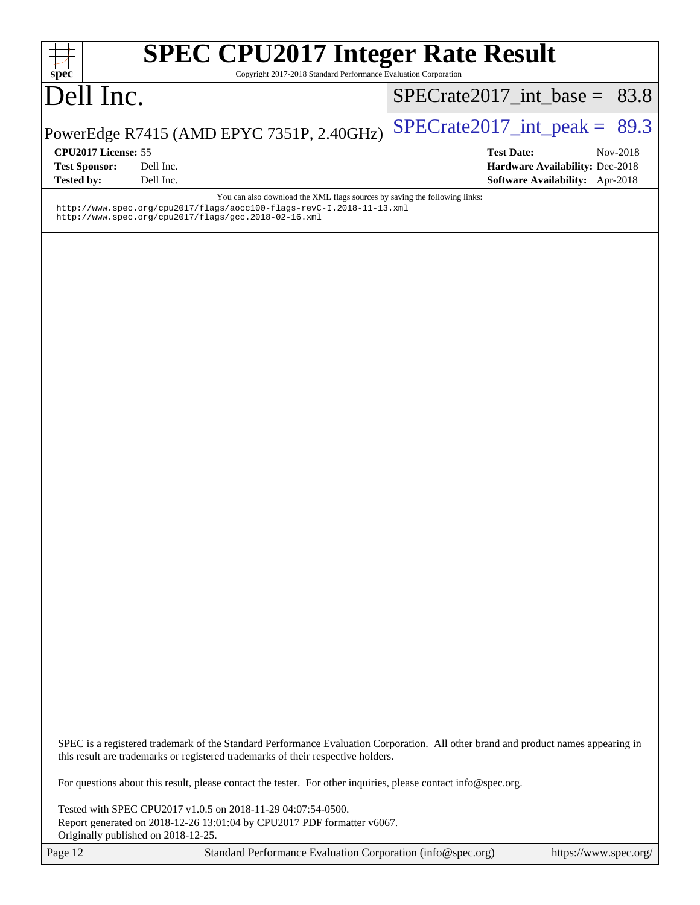You can also download the XML flags sources by saving the following links:

```
http://www.spec.org/cpu2017/flags/aocc100-flags-revC-I.2018-11-13.xml
http://www.spec.org/cpu2017/flags/gcc.2018-02-16.xml
```

SPEC is a registered trademark of the Standard Performance Evaluation Corporation. All other brand and product names appearing in this result are trademarks or registered trademarks of their respective holders.

For questions about this result, please contact the tester. For other inquiries, please contact info@spec.org.

Tested with SPEC CPU2017 v1.0.5 on 2018-11-29 04:07:54-0500.
Report generated on 2018-12-26 13:01:04 by CPU2017 PDF formatter v6067.
Originally published on 2018-12-25.